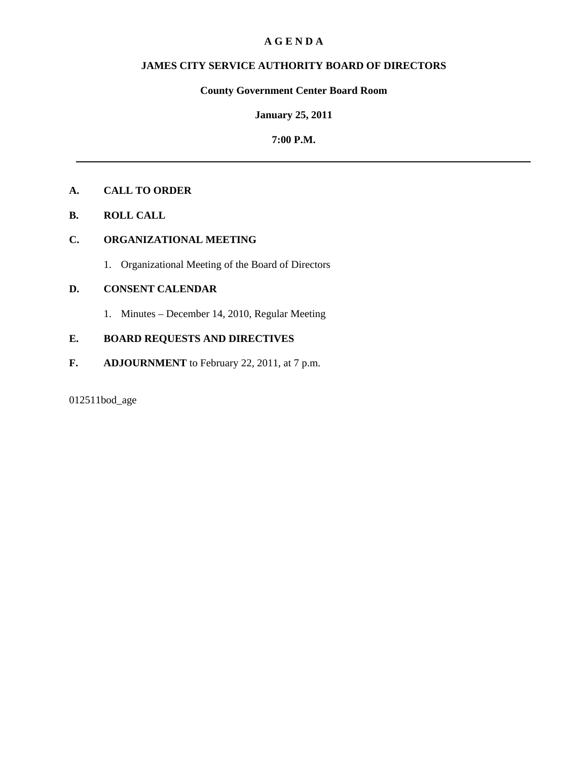# A G E N D A

## JAMES CITY SERVICE AUTHORITY BOARD OF DIRECTORS

**County Government Center Board Room**

**January 25, 2011**

**7:00 P.M.**

---

**A. CALL TO ORDER**

**B. ROLL CALL**

**C. ORGANIZATIONAL MEETING**

1. Organizational Meeting of the Board of Directors

**D. CONSENT CALENDAR**

1. Minutes – December 14, 2010, Regular Meeting

**E. BOARD REQUESTS AND DIRECTIVES**

**F. ADJOURNMENT** to February 22, 2011, at 7 p.m.

012511bod_age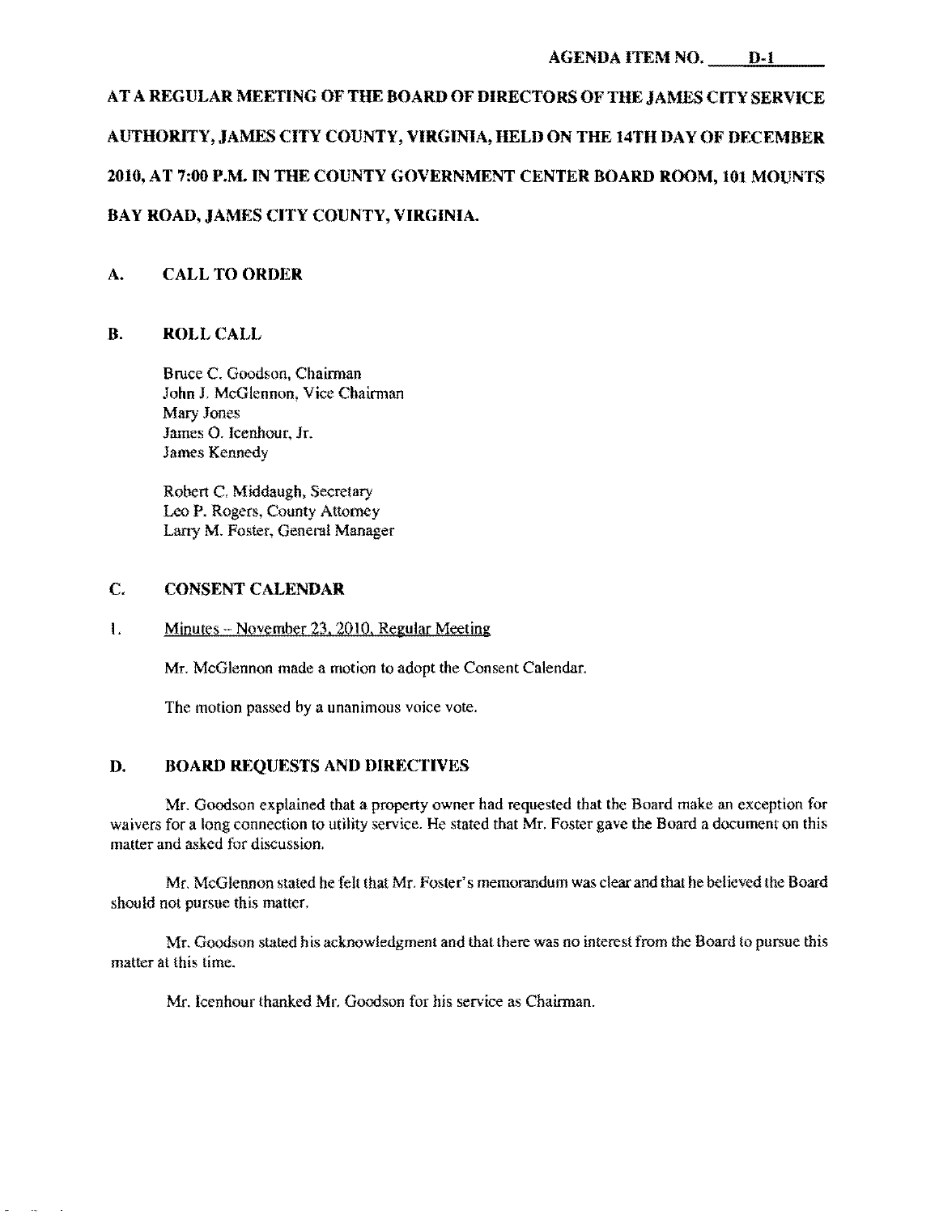AGENDA ITEM NO. D-1

**AT A REGULAR MEETING OF THE BOARD OF DIRECTORS OF THE JAMES CITY SERVICE AUTHORITY, JAMES CITY COUNTY, VIRGINIA, HELD ON THE 14TH DAY OF DECEMBER 2010, AT 7:00 P.M. IN THE COUNTY GOVERNMENT CENTER BOARD ROOM, 101 MOUNTS BAY ROAD, JAMES CITY COUNTY, VIRGINIA.**

## A. CALL TO ORDER

## B. ROLL CALL

Bruce C. Goodson, Chairman
John J. McGlennon, Vice Chairman
Mary Jones
James O. Icenhour, Jr.
James Kennedy

Robert C. Middaugh, Secretary
Leo P. Rogers, County Attorney
Larry M. Foster, General Manager

## C. CONSENT CALENDAR

1. Minutes – November 23, 2010, Regular Meeting

Mr. McGlennon made a motion to adopt the Consent Calendar.

The motion passed by a unanimous voice vote.

## D. BOARD REQUESTS AND DIRECTIVES

Mr. Goodson explained that a property owner had requested that the Board make an exception for waivers for a long connection to utility service. He stated that Mr. Foster gave the Board a document on this matter and asked for discussion.

Mr. McGlennon stated he felt that Mr. Foster's memorandum was clear and that he believed the Board should not pursue this matter.

Mr. Goodson stated his acknowledgment and that there was no interest from the Board to pursue this matter at this time.

Mr. Icenhour thanked Mr. Goodson for his service as Chairman.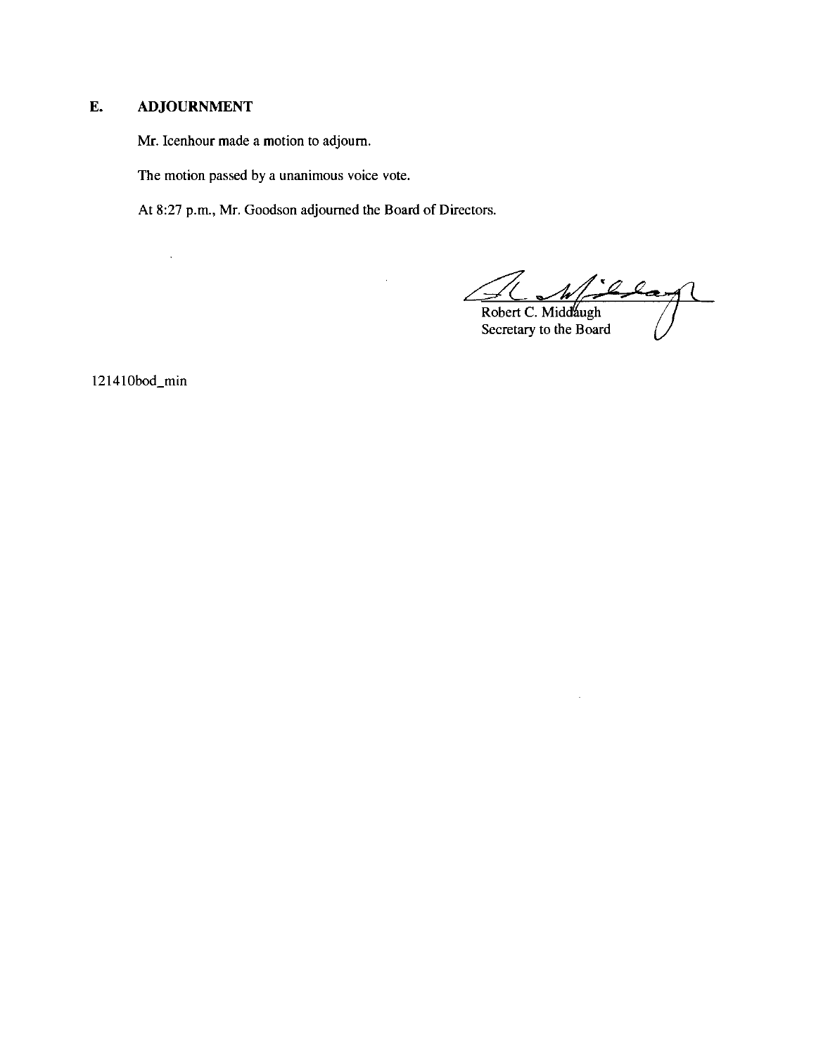## E. ADJOURNMENT

Mr. Icenhour made a motion to adjourn.

The motion passed by a unanimous voice vote.

At 8:27 p.m., Mr. Goodson adjourned the Board of Directors.

Robert C. Middaugh  
Secretary to the Board

121410bod_min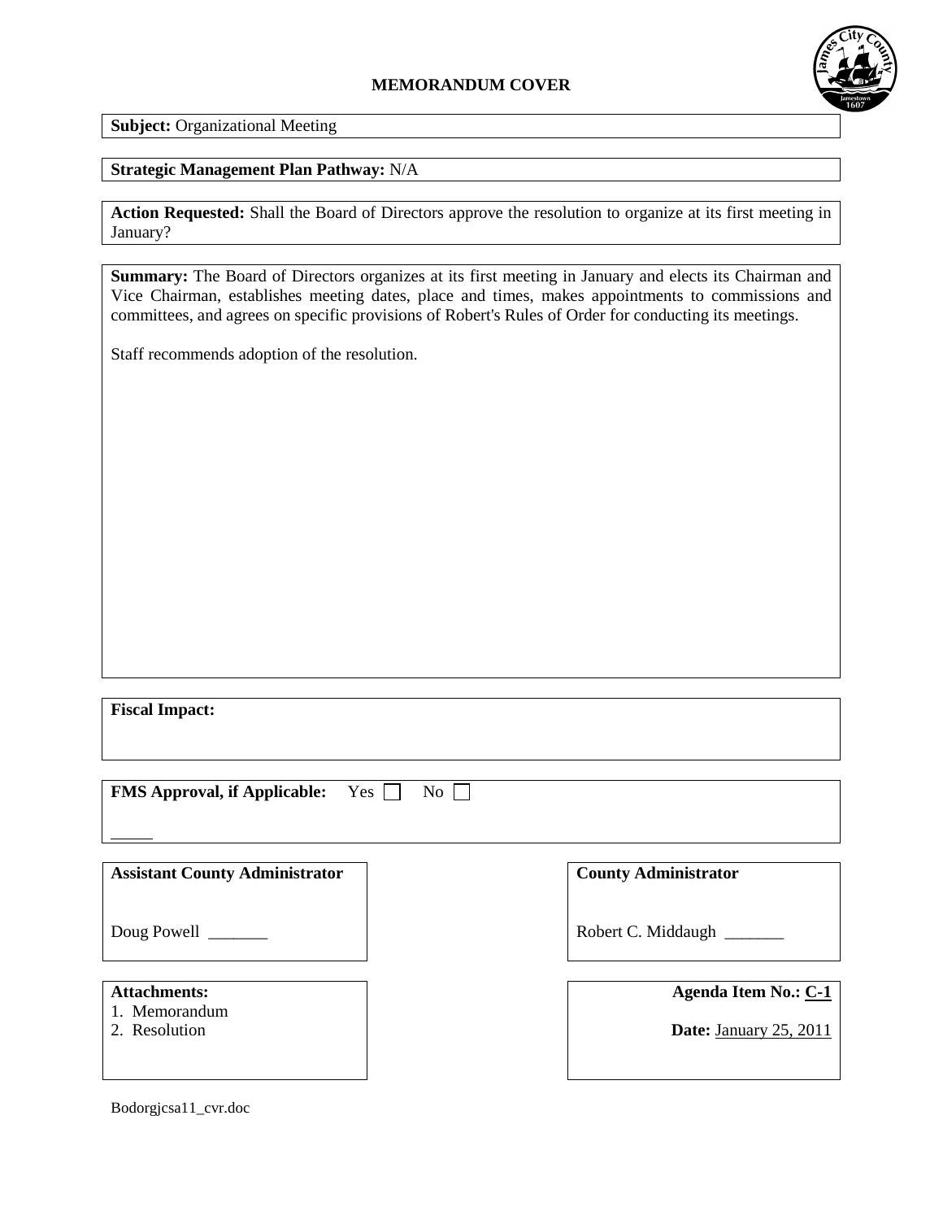## MEMORANDUM COVER

**Subject:** Organizational Meeting

**Strategic Management Plan Pathway:** N/A

**Action Requested:** Shall the Board of Directors approve the resolution to organize at its first meeting in January?

**Summary:** The Board of Directors organizes at its first meeting in January and elects its Chairman and Vice Chairman, establishes meeting dates, place and times, makes appointments to commissions and committees, and agrees on specific provisions of Robert's Rules of Order for conducting its meetings.

Staff recommends adoption of the resolution.

**Fiscal Impact:**

**FMS Approval, if Applicable:** Yes ☐ No ☐

_____

**Assistant County Administrator**

Doug Powell _______

**County Administrator**

Robert C. Middaugh _______

**Attachments:**
1. Memorandum
2. Resolution

**Agenda Item No.:** C-1

**Date:** January 25, 2011

Bodorgjcsa11_cvr.doc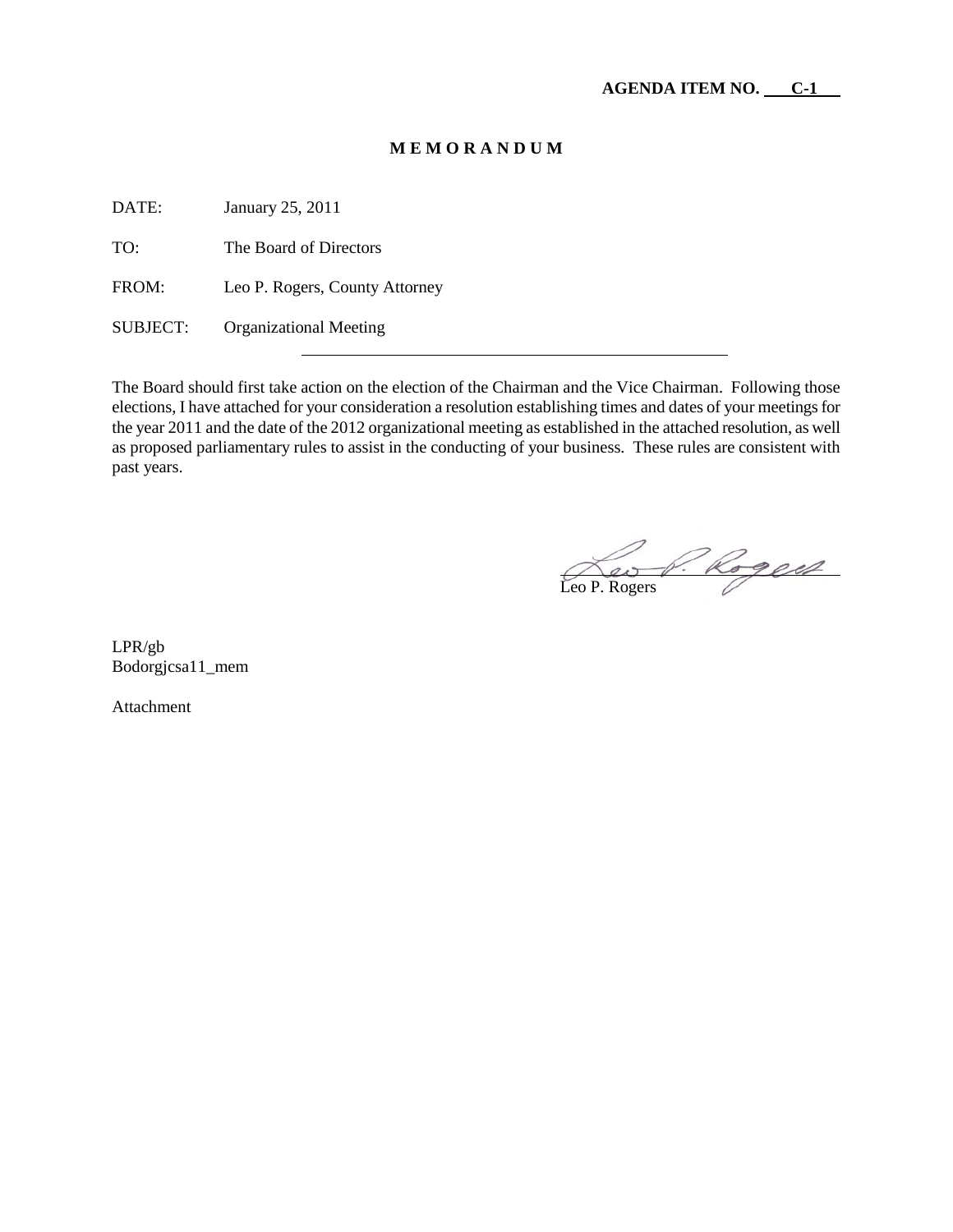**AGENDA ITEM NO. C-1**

**M E M O R A N D U M**

DATE: January 25, 2011

TO: The Board of Directors

FROM: Leo P. Rogers, County Attorney

SUBJECT: Organizational Meeting

---

The Board should first take action on the election of the Chairman and the Vice Chairman. Following those elections, I have attached for your consideration a resolution establishing times and dates of your meetings for the year 2011 and the date of the 2012 organizational meeting as established in the attached resolution, as well as proposed parliamentary rules to assist in the conducting of your business. These rules are consistent with past years.

Leo P. Rogers

LPR/gb
Bodorgjcsa11_mem

Attachment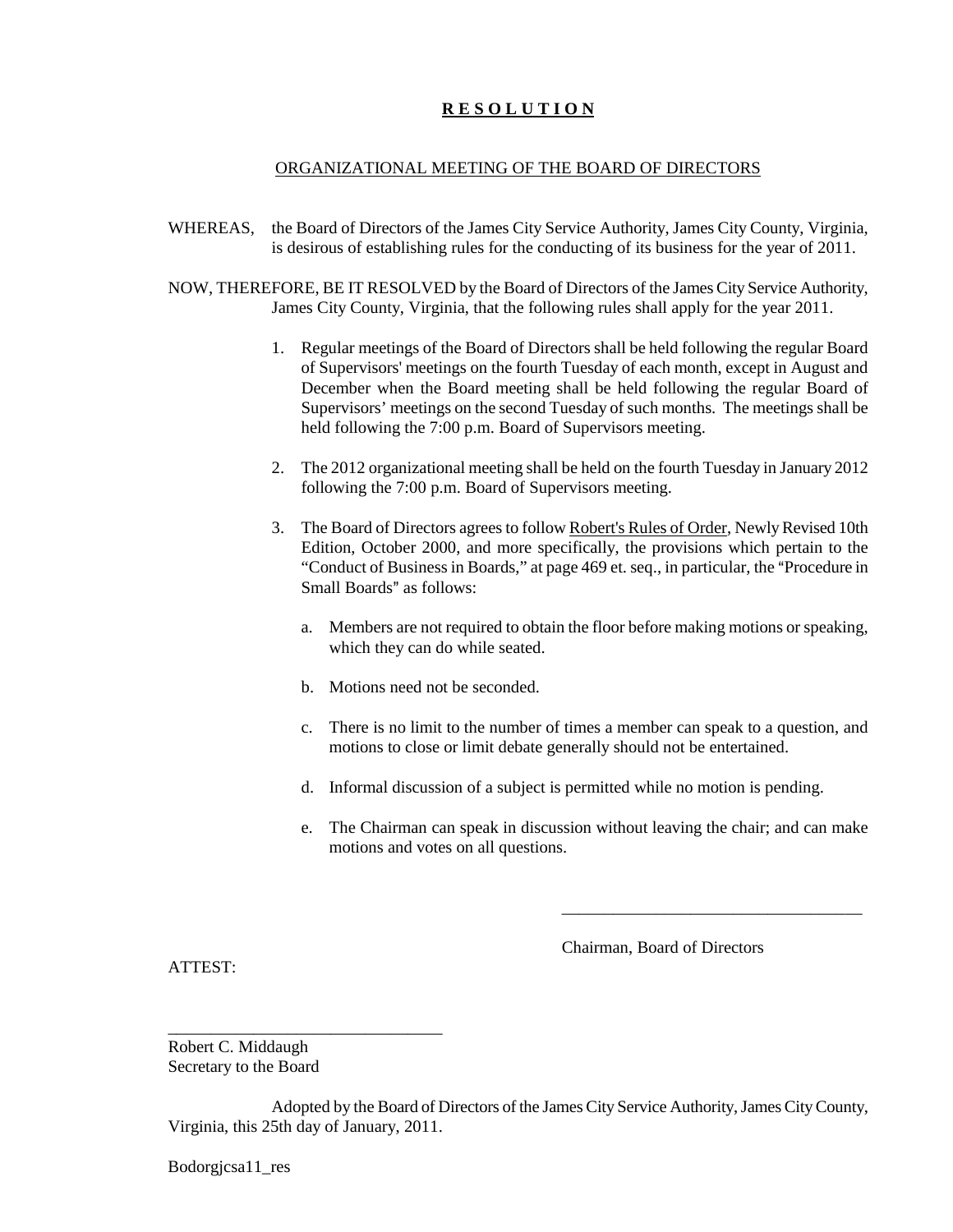**R E S O L U T I O N**

ORGANIZATIONAL MEETING OF THE BOARD OF DIRECTORS

WHEREAS, the Board of Directors of the James City Service Authority, James City County, Virginia, is desirous of establishing rules for the conducting of its business for the year of 2011.

NOW, THEREFORE, BE IT RESOLVED by the Board of Directors of the James City Service Authority, James City County, Virginia, that the following rules shall apply for the year 2011.

1. Regular meetings of the Board of Directors shall be held following the regular Board of Supervisors' meetings on the fourth Tuesday of each month, except in August and December when the Board meeting shall be held following the regular Board of Supervisors' meetings on the second Tuesday of such months. The meetings shall be held following the 7:00 p.m. Board of Supervisors meeting.

2. The 2012 organizational meeting shall be held on the fourth Tuesday in January 2012 following the 7:00 p.m. Board of Supervisors meeting.

3. The Board of Directors agrees to follow Robert's Rules of Order, Newly Revised 10th Edition, October 2000, and more specifically, the provisions which pertain to the "Conduct of Business in Boards," at page 469 et. seq., in particular, the "Procedure in Small Boards" as follows:

   a. Members are not required to obtain the floor before making motions or speaking, which they can do while seated.

   b. Motions need not be seconded.

   c. There is no limit to the number of times a member can speak to a question, and motions to close or limit debate generally should not be entertained.

   d. Informal discussion of a subject is permitted while no motion is pending.

   e. The Chairman can speak in discussion without leaving the chair; and can make motions and votes on all questions.

____________________________________

Chairman, Board of Directors

ATTEST:

________________________________

Robert C. Middaugh
Secretary to the Board

Adopted by the Board of Directors of the James City Service Authority, James City County, Virginia, this 25th day of January, 2011.

Bodorgjcsa11_res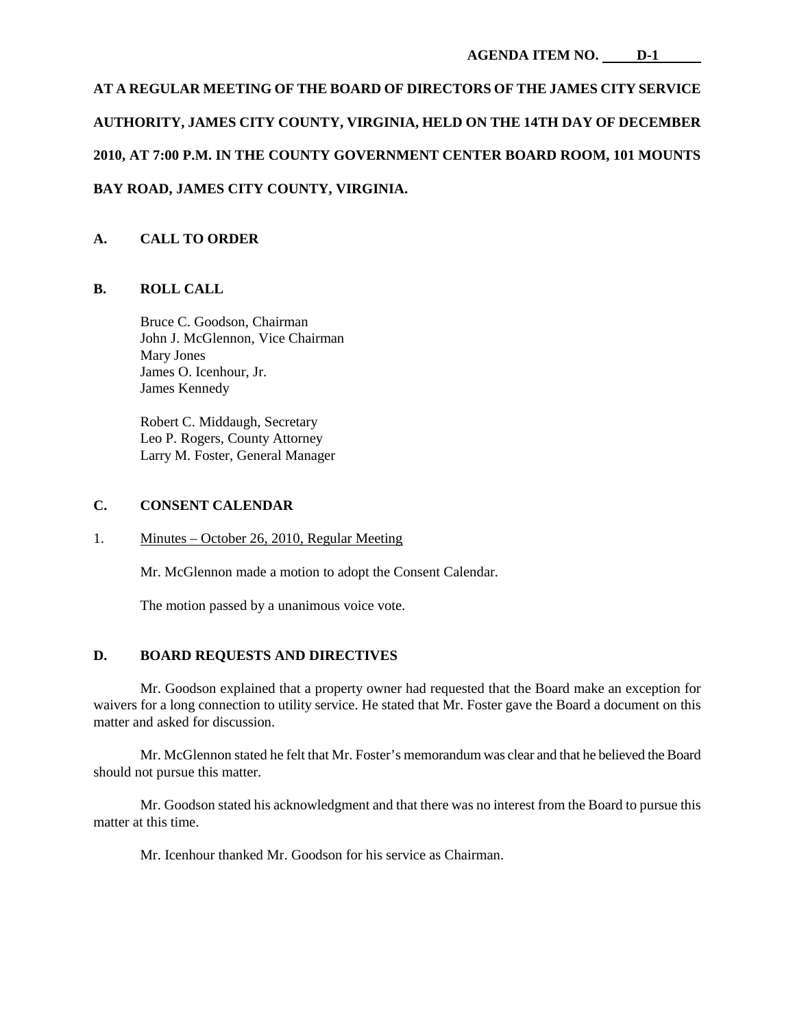**AGENDA ITEM NO. D-1**

**AT A REGULAR MEETING OF THE BOARD OF DIRECTORS OF THE JAMES CITY SERVICE AUTHORITY, JAMES CITY COUNTY, VIRGINIA, HELD ON THE 14TH DAY OF DECEMBER 2010, AT 7:00 P.M. IN THE COUNTY GOVERNMENT CENTER BOARD ROOM, 101 MOUNTS BAY ROAD, JAMES CITY COUNTY, VIRGINIA.**

## A. CALL TO ORDER

## B. ROLL CALL

Bruce C. Goodson, Chairman
John J. McGlennon, Vice Chairman
Mary Jones
James O. Icenhour, Jr.
James Kennedy

Robert C. Middaugh, Secretary
Leo P. Rogers, County Attorney
Larry M. Foster, General Manager

## C. CONSENT CALENDAR

1. Minutes – October 26, 2010, Regular Meeting

Mr. McGlennon made a motion to adopt the Consent Calendar.

The motion passed by a unanimous voice vote.

## D. BOARD REQUESTS AND DIRECTIVES

Mr. Goodson explained that a property owner had requested that the Board make an exception for waivers for a long connection to utility service. He stated that Mr. Foster gave the Board a document on this matter and asked for discussion.

Mr. McGlennon stated he felt that Mr. Foster's memorandum was clear and that he believed the Board should not pursue this matter.

Mr. Goodson stated his acknowledgment and that there was no interest from the Board to pursue this matter at this time.

Mr. Icenhour thanked Mr. Goodson for his service as Chairman.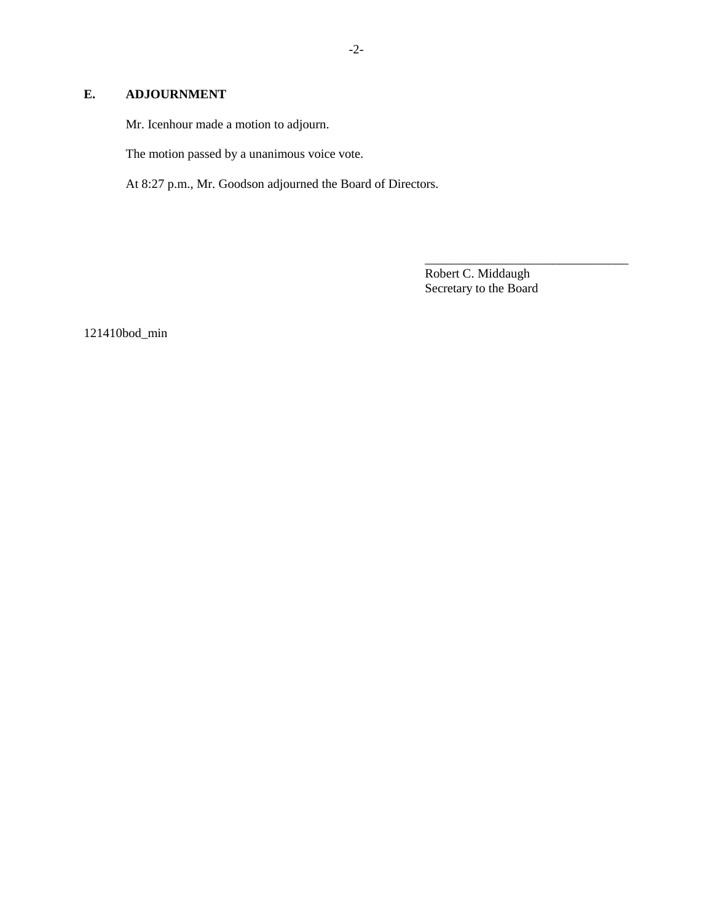## E. ADJOURNMENT

Mr. Icenhour made a motion to adjourn.

The motion passed by a unanimous voice vote.

At 8:27 p.m., Mr. Goodson adjourned the Board of Directors.

_________________________________
Robert C. Middaugh
Secretary to the Board

121410bod_min